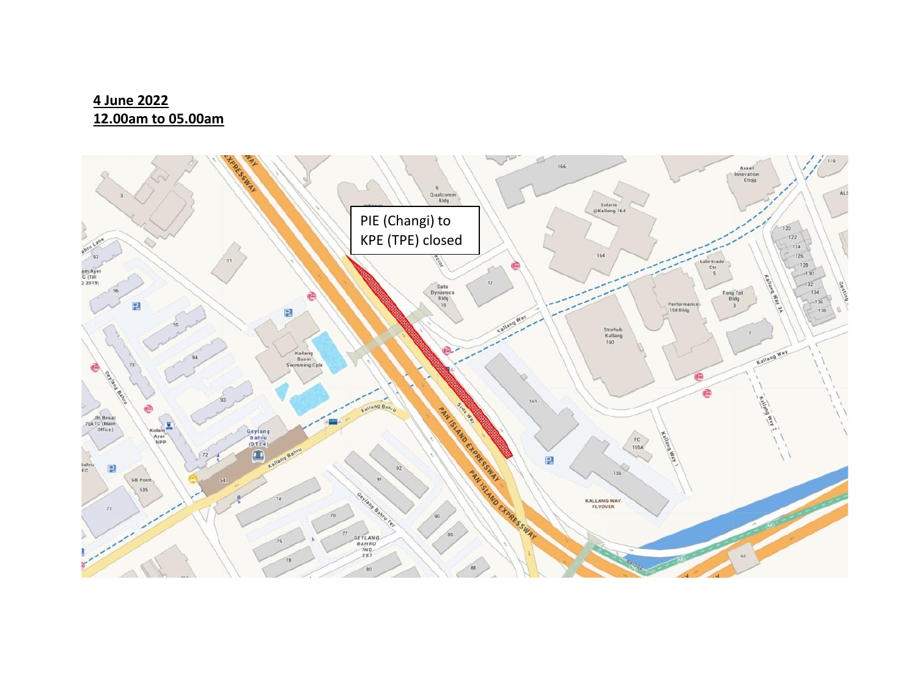**4 June 2022**
**12.00am to 05.00am**

PIE (Changi) to KPE (TPE) closed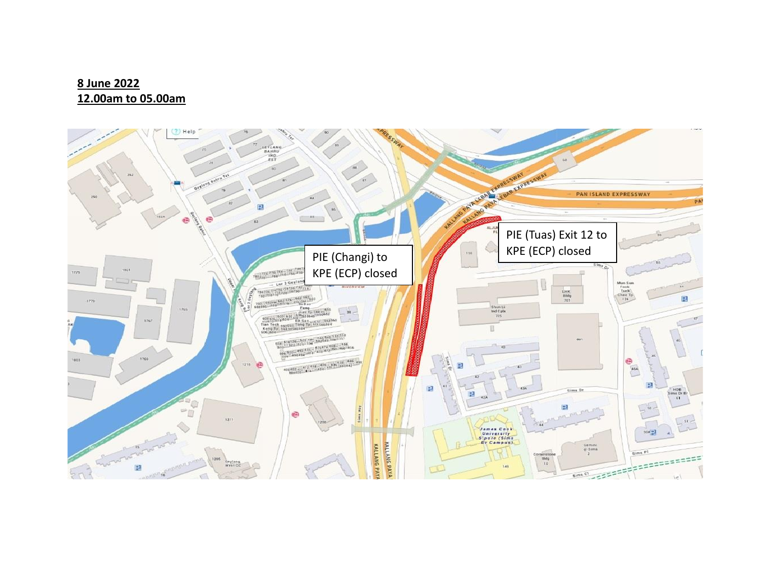**8 June 2022**
**12.00am to 05.00am**

PIE (Changi) to KPE (ECP) closed

PIE (Tuas) Exit 12 to KPE (ECP) closed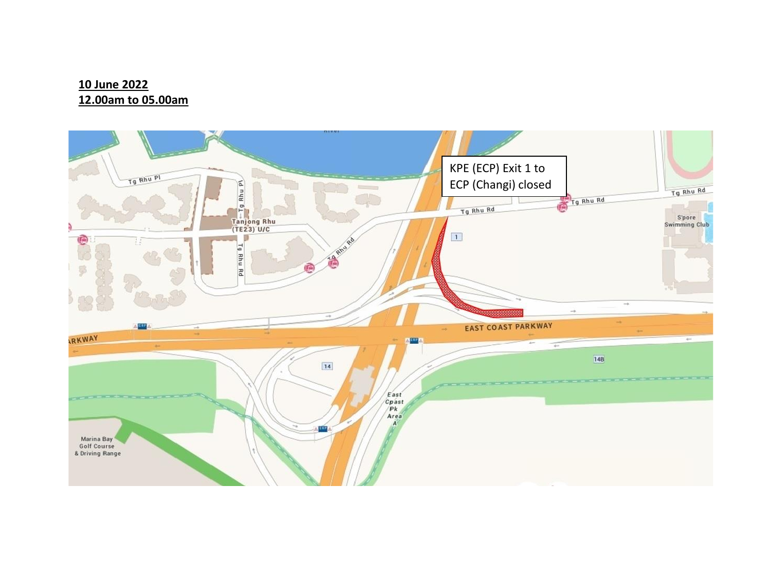**10 June 2022**
**12.00am to 05.00am**

KPE (ECP) Exit 1 to ECP (Changi) closed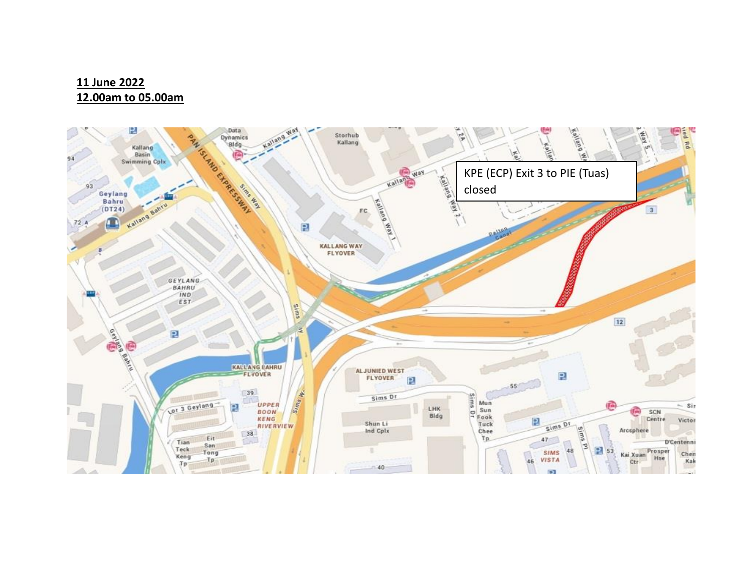**11 June 2022**
**12.00am to 05.00am**

KPE (ECP) Exit 3 to PIE (Tuas) closed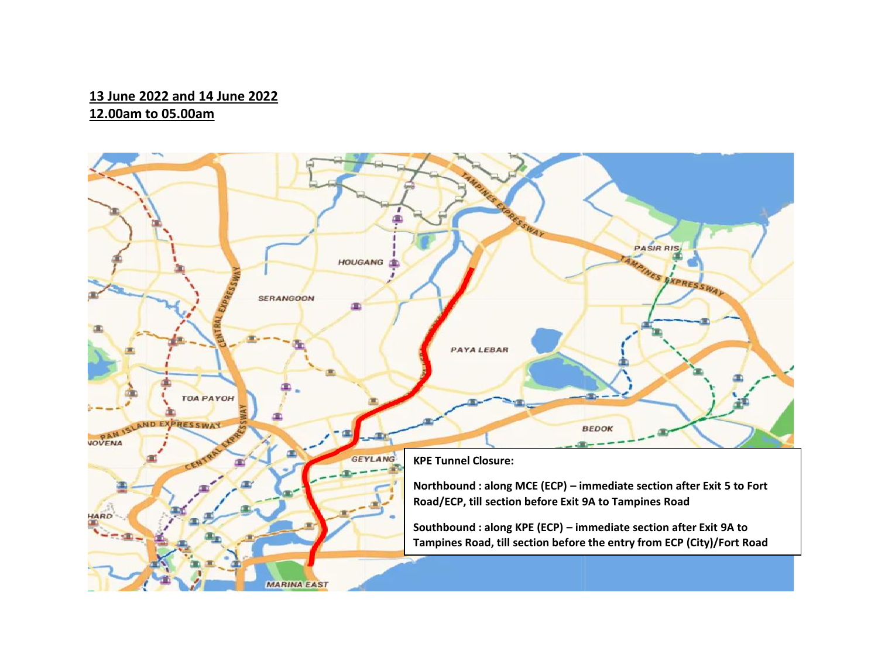**13 June 2022 and 14 June 2022**
**12.00am to 05.00am**

**KPE Tunnel Closure:**

**Northbound : along MCE (ECP) – immediate section after Exit 5 to Fort Road/ECP, till section before Exit 9A to Tampines Road**

**Southbound : along KPE (ECP) – immediate section after Exit 9A to Tampines Road, till section before the entry from ECP (City)/Fort Road**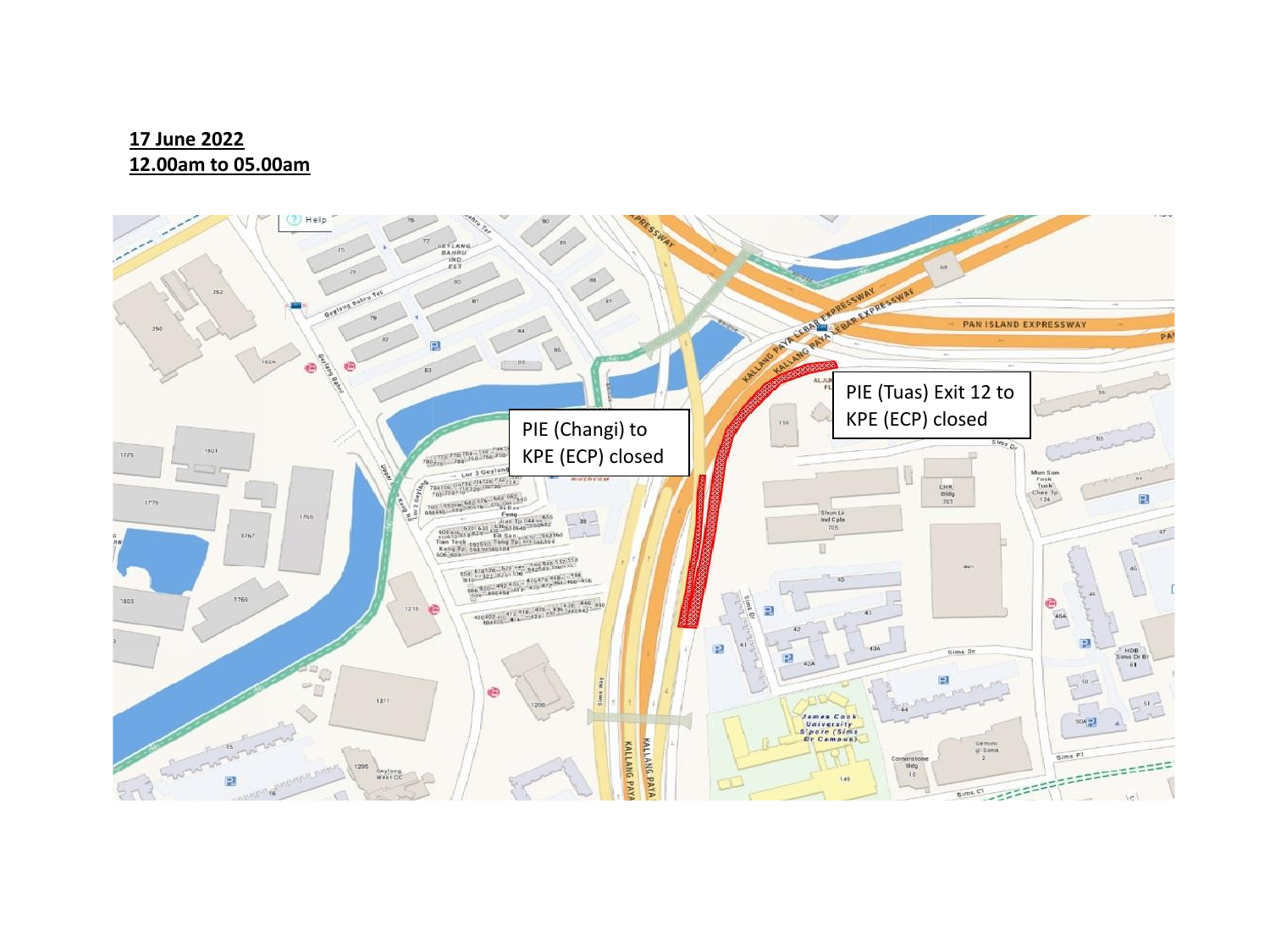**17 June 2022**
**12.00am to 05.00am**

PIE (Changi) to KPE (ECP) closed

PIE (Tuas) Exit 12 to KPE (ECP) closed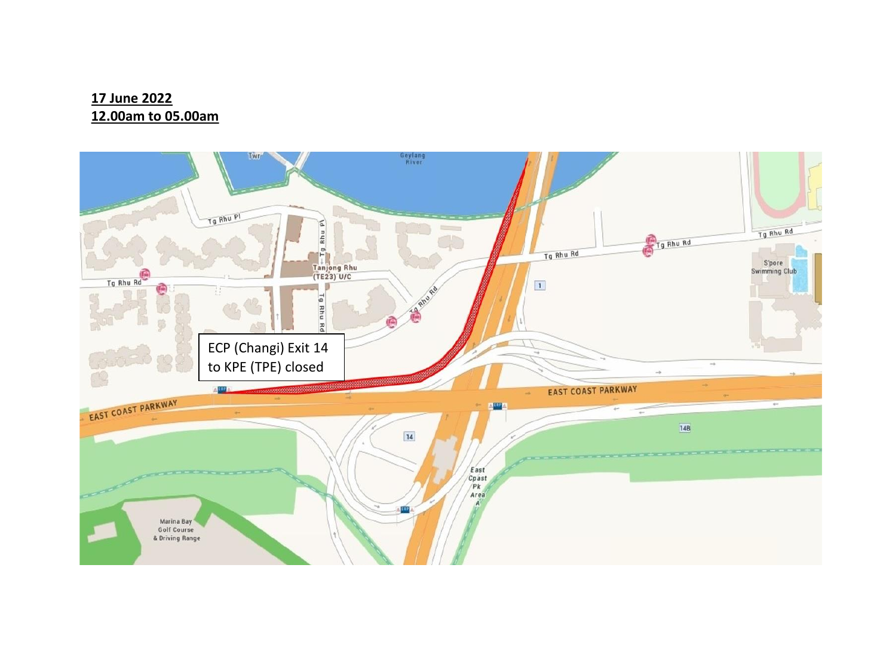**17 June 2022**
**12.00am to 05.00am**

ECP (Changi) Exit 14 to KPE (TPE) closed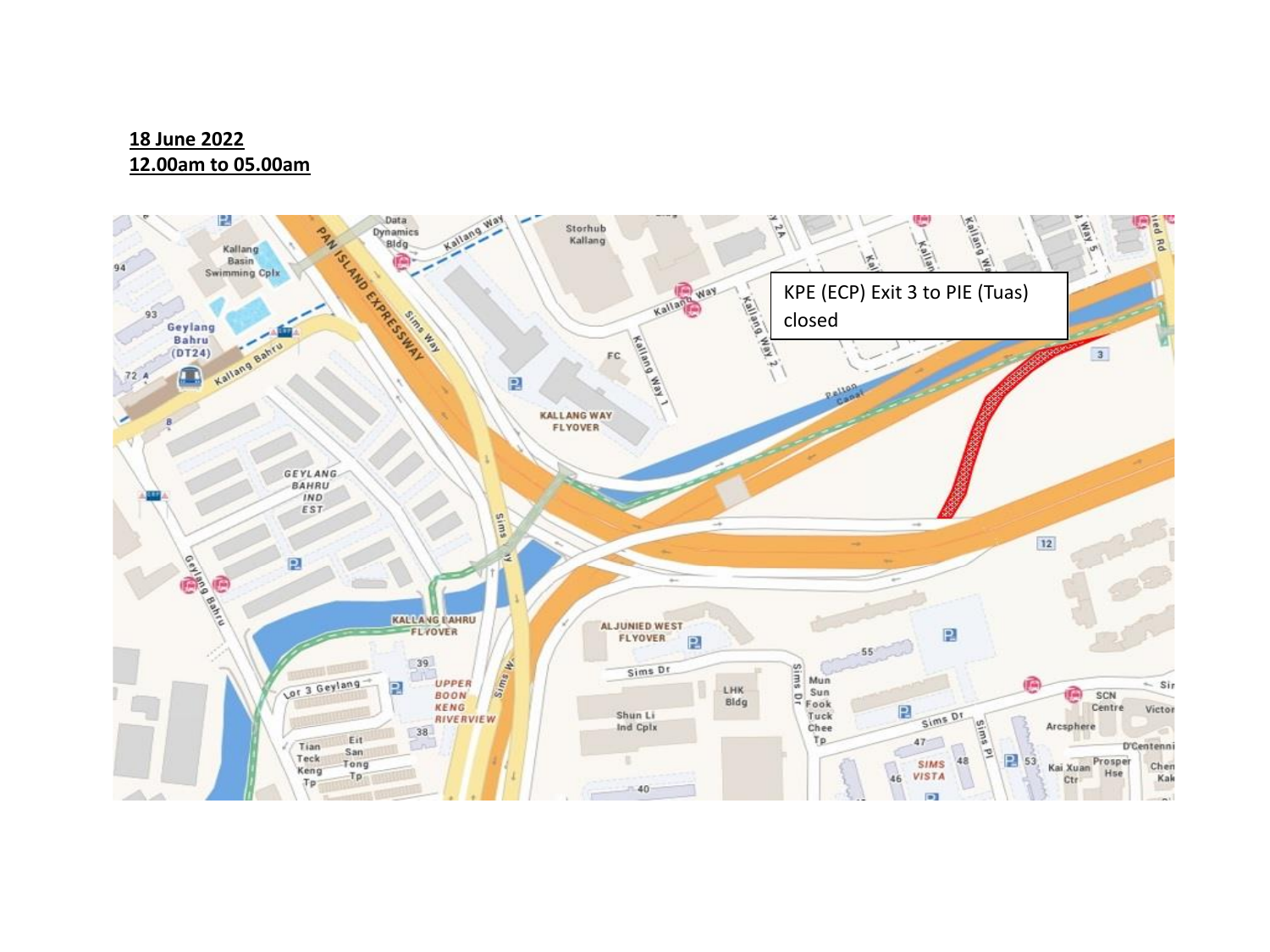**18 June 2022**
**12.00am to 05.00am**

KPE (ECP) Exit 3 to PIE (Tuas) closed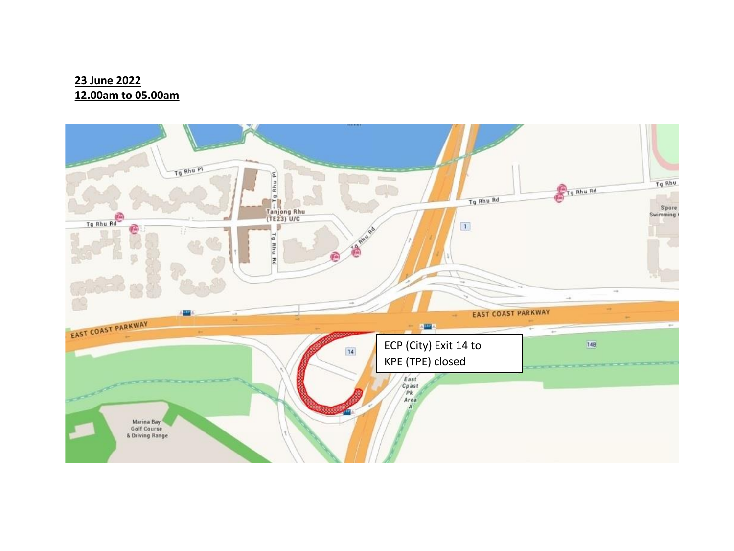**23 June 2022**
**12.00am to 05.00am**

ECP (City) Exit 14 to KPE (TPE) closed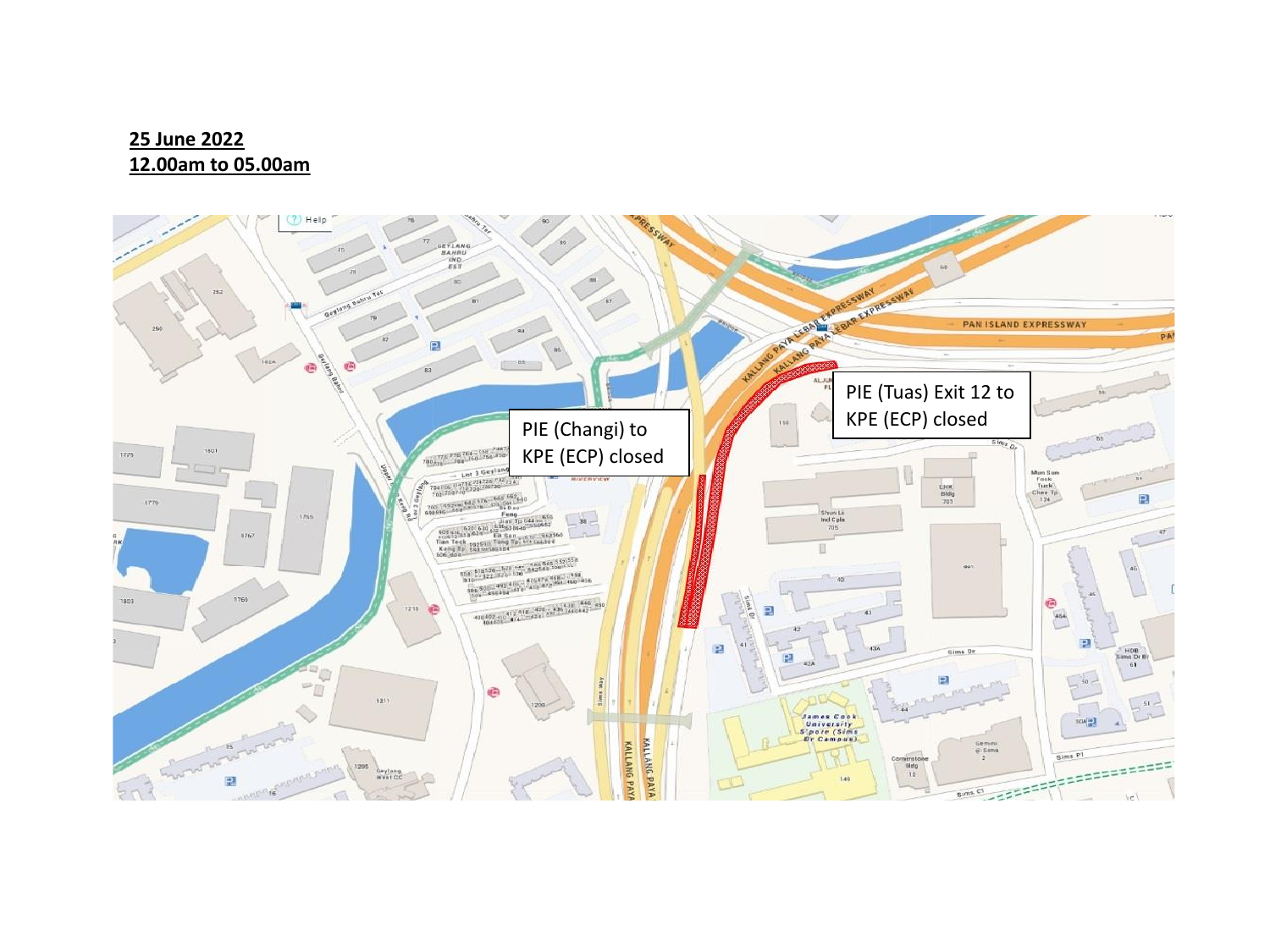**25 June 2022**
**12.00am to 05.00am**

PIE (Tuas) Exit 12 to KPE (ECP) closed

PIE (Changi) to KPE (ECP) closed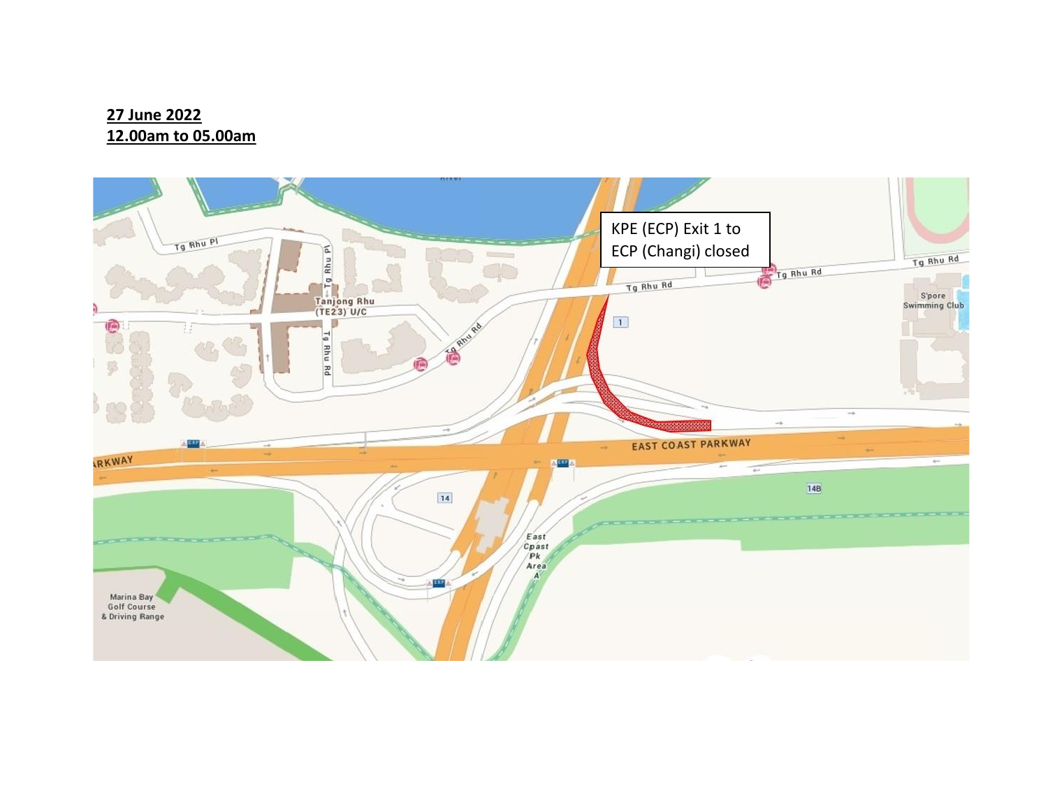**27 June 2022**
**12.00am to 05.00am**

KPE (ECP) Exit 1 to ECP (Changi) closed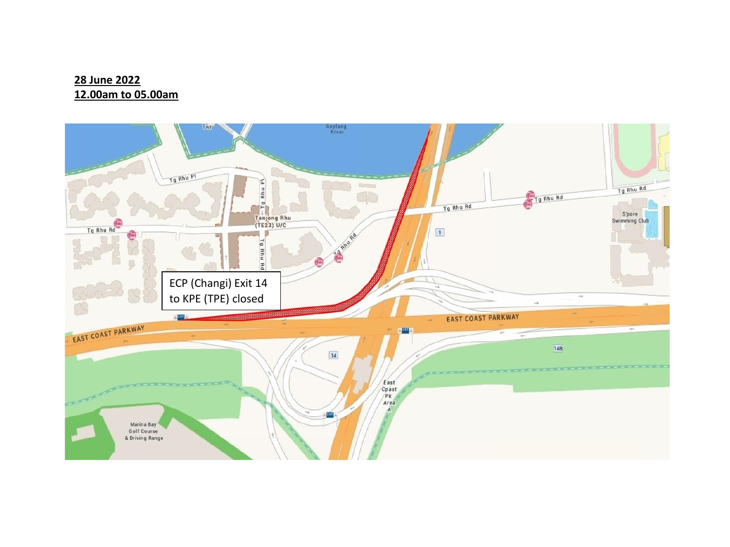**28 June 2022**
**12.00am to 05.00am**

ECP (Changi) Exit 14 to KPE (TPE) closed

Geylang River
Tg Rhu Pl
Tg Rhu Rd
Tanjong Rhu (TE23) U/C
Tg Rhu Rd
Tg Rhu Rd
Tg Rhu Rd
Tg Rhu Rd
S'pore Swimming Club
1
EAST COAST PARKWAY
EAST COAST PARKWAY
14
14B
East Coast Pk Area A
Marina Bay Golf Course & Driving Range